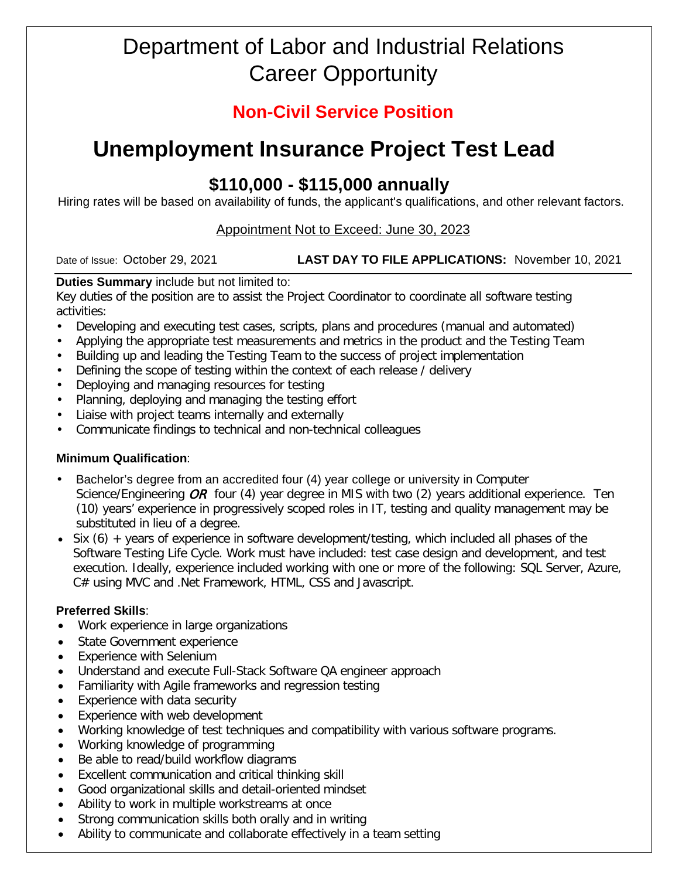# Department of Labor and Industrial Relations Career Opportunity

## Non-Civil Service Position

# Unemployment Insurance Project Test Lead

## $110,000 - $115,000 annually

Hiring rates will be based on availability of funds, the applicant's qualifications, and other relevant factors.

Appointment Not to Exceed: June 30, 2023

Date of Issue: October 29, 2021 **LAST DAY TO FILE APPLICATIONS:** November 10, 2021

**Duties Summary** include but not limited to:

Key duties of the position are to assist the Project Coordinator to coordinate all software testing activities:

- Developing and executing test cases, scripts, plans and procedures (manual and automated)
- Applying the appropriate test measurements and metrics in the product and the Testing Team
- Building up and leading the Testing Team to the success of project implementation
- Defining the scope of testing within the context of each release / delivery
- Deploying and managing resources for testing
- Planning, deploying and managing the testing effort
- Liaise with project teams internally and externally
- Communicate findings to technical and non-technical colleagues

**Minimum Qualification**:

- Bachelor's degree from an accredited four (4) year college or university in Computer Science/Engineering *OR* four (4) year degree in MIS with two (2) years additional experience. Ten (10) years' experience in progressively scoped roles in IT, testing and quality management may be substituted in lieu of a degree.
- Six (6) + years of experience in software development/testing, which included all phases of the Software Testing Life Cycle. Work must have included: test case design and development, and test execution. Ideally, experience included working with one or more of the following: SQL Server, Azure, C# using MVC and .Net Framework, HTML, CSS and Javascript.

**Preferred Skills**:

- Work experience in large organizations
- State Government experience
- Experience with Selenium
- Understand and execute Full-Stack Software QA engineer approach
- Familiarity with Agile frameworks and regression testing
- Experience with data security
- Experience with web development
- Working knowledge of test techniques and compatibility with various software programs.
- Working knowledge of programming
- Be able to read/build workflow diagrams
- Excellent communication and critical thinking skill
- Good organizational skills and detail-oriented mindset
- Ability to work in multiple workstreams at once
- Strong communication skills both orally and in writing
- Ability to communicate and collaborate effectively in a team setting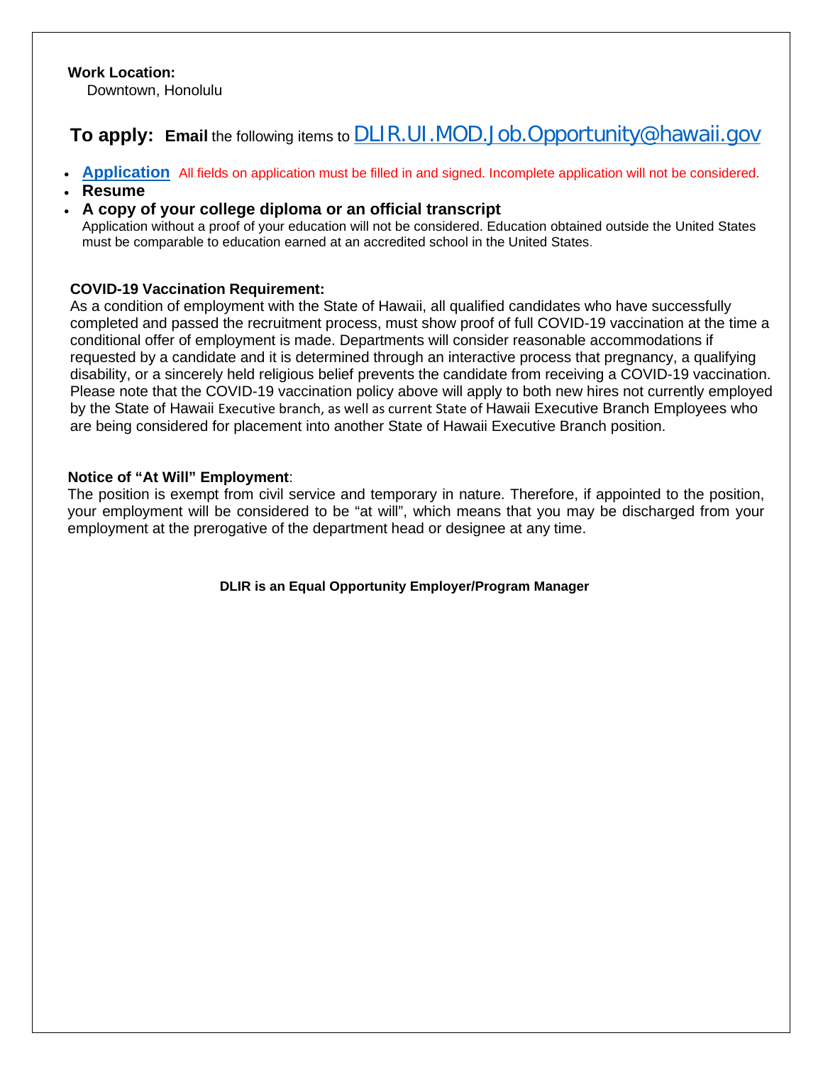**Work Location:**
Downtown, Honolulu

**To apply:** **Email** the following items to DLIR.UI.MOD.Job.Opportunity@hawaii.gov

- **Application** All fields on application must be filled in and signed. Incomplete application will not be considered.
- **Resume**
- **A copy of your college diploma or an official transcript**
  Application without a proof of your education will not be considered. Education obtained outside the United States must be comparable to education earned at an accredited school in the United States.

**COVID-19 Vaccination Requirement:**
As a condition of employment with the State of Hawaii, all qualified candidates who have successfully completed and passed the recruitment process, must show proof of full COVID-19 vaccination at the time a conditional offer of employment is made. Departments will consider reasonable accommodations if requested by a candidate and it is determined through an interactive process that pregnancy, a qualifying disability, or a sincerely held religious belief prevents the candidate from receiving a COVID-19 vaccination. Please note that the COVID-19 vaccination policy above will apply to both new hires not currently employed by the State of Hawaii Executive branch, as well as current State of Hawaii Executive Branch Employees who are being considered for placement into another State of Hawaii Executive Branch position.

**Notice of "At Will" Employment**:
The position is exempt from civil service and temporary in nature. Therefore, if appointed to the position, your employment will be considered to be "at will", which means that you may be discharged from your employment at the prerogative of the department head or designee at any time.

**DLIR is an Equal Opportunity Employer/Program Manager**